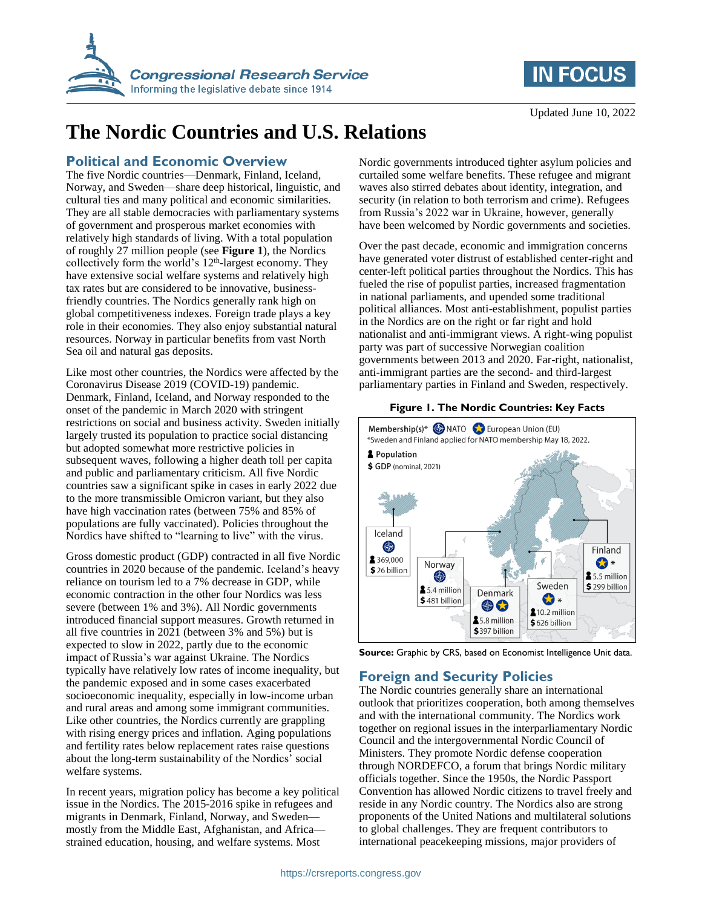# The Nordic Countries and U.S. Relations

Updated June 10, 2022

## Political and Economic Overview

The five Nordic countries—Denmark, Finland, Iceland, Norway, and Sweden—share deep historical, linguistic, and cultural ties and many political and economic similarities. They are all stable democracies with parliamentary systems of government and prosperous market economies with relatively high standards of living. With a total population of roughly 27 million people (see **Figure 1**), the Nordics collectively form the world's 12th-largest economy. They have extensive social welfare systems and relatively high tax rates but are considered to be innovative, business-friendly countries. The Nordics generally rank high on global competitiveness indexes. Foreign trade plays a key role in their economies. They also enjoy substantial natural resources. Norway in particular benefits from vast North Sea oil and natural gas deposits.

Like most other countries, the Nordics were affected by the Coronavirus Disease 2019 (COVID-19) pandemic. Denmark, Finland, Iceland, and Norway responded to the onset of the pandemic in March 2020 with stringent restrictions on social and business activity. Sweden initially largely trusted its population to practice social distancing but adopted somewhat more restrictive policies in subsequent waves, following a higher death toll per capita and public and parliamentary criticism. All five Nordic countries saw a significant spike in cases in early 2022 due to the more transmissible Omicron variant, but they also have high vaccination rates (between 75% and 85% of populations are fully vaccinated). Policies throughout the Nordics have shifted to "learning to live" with the virus.

Gross domestic product (GDP) contracted in all five Nordic countries in 2020 because of the pandemic. Iceland's heavy reliance on tourism led to a 7% decrease in GDP, while economic contraction in the other four Nordics was less severe (between 1% and 3%). All Nordic governments introduced financial support measures. Growth returned in all five countries in 2021 (between 3% and 5%) but is expected to slow in 2022, partly due to the economic impact of Russia's war against Ukraine. The Nordics typically have relatively low rates of income inequality, but the pandemic exposed and in some cases exacerbated socioeconomic inequality, especially in low-income urban and rural areas and among some immigrant communities. Like other countries, the Nordics currently are grappling with rising energy prices and inflation. Aging populations and fertility rates below replacement rates raise questions about the long-term sustainability of the Nordics' social welfare systems.

In recent years, migration policy has become a key political issue in the Nordics. The 2015-2016 spike in refugees and migrants in Denmark, Finland, Norway, and Sweden—mostly from the Middle East, Afghanistan, and Africa—strained education, housing, and welfare systems. Most Nordic governments introduced tighter asylum policies and curtailed some welfare benefits. These refugee and migrant waves also stirred debates about identity, integration, and security (in relation to both terrorism and crime). Refugees from Russia's 2022 war in Ukraine, however, generally have been welcomed by Nordic governments and societies.

Over the past decade, economic and immigration concerns have generated voter distrust of established center-right and center-left political parties throughout the Nordics. This has fueled the rise of populist parties, increased fragmentation in national parliaments, and upended some traditional political alliances. Most anti-establishment, populist parties in the Nordics are on the right or far right and hold nationalist and anti-immigrant views. A right-wing populist party was part of successive Norwegian coalition governments between 2013 and 2020. Far-right, nationalist, anti-immigrant parties are the second- and third-largest parliamentary parties in Finland and Sweden, respectively.

**Figure 1. The Nordic Countries: Key Facts**

Membership(s)*: NATO; European Union (EU)
*Sweden and Finland applied for NATO membership May 18, 2022.
Population
$ GDP (nominal, 2021)

| Country | Membership(s) | Population | GDP |
| --- | --- | --- | --- |
| Iceland | NATO | 369,000 | $26 billion |
| Norway | NATO | 5.4 million | $481 billion |
| Denmark | NATO, EU | 5.8 million | $397 billion |
| Sweden | EU* | 10.2 million | $626 billion |
| Finland | EU* | 5.5 million | $299 billion |

**Source:** Graphic by CRS, based on Economist Intelligence Unit data.

## Foreign and Security Policies

The Nordic countries generally share an international outlook that prioritizes cooperation, both among themselves and with the international community. The Nordics work together on regional issues in the interparliamentary Nordic Council and the intergovernmental Nordic Council of Ministers. They promote Nordic defense cooperation through NORDEFCO, a forum that brings Nordic military officials together. Since the 1950s, the Nordic Passport Convention has allowed Nordic citizens to travel freely and reside in any Nordic country. The Nordics also are strong proponents of the United Nations and multilateral solutions to global challenges. They are frequent contributors to international peacekeeping missions, major providers of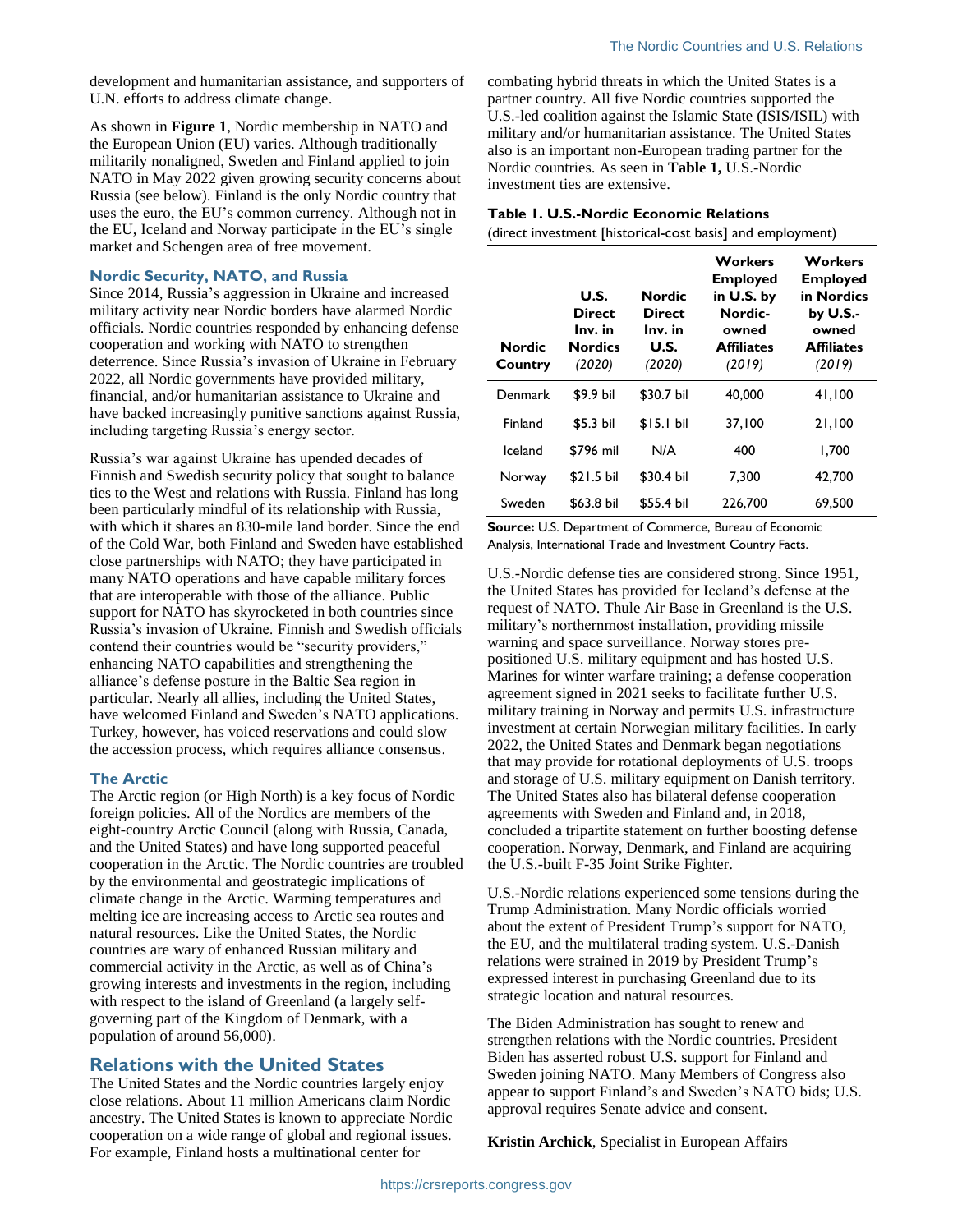development and humanitarian assistance, and supporters of U.N. efforts to address climate change.

As shown in **Figure 1**, Nordic membership in NATO and the European Union (EU) varies. Although traditionally militarily nonaligned, Sweden and Finland applied to join NATO in May 2022 given growing security concerns about Russia (see below). Finland is the only Nordic country that uses the euro, the EU's common currency. Although not in the EU, Iceland and Norway participate in the EU's single market and Schengen area of free movement.

### Nordic Security, NATO, and Russia

Since 2014, Russia's aggression in Ukraine and increased military activity near Nordic borders have alarmed Nordic officials. Nordic countries responded by enhancing defense cooperation and working with NATO to strengthen deterrence. Since Russia's invasion of Ukraine in February 2022, all Nordic governments have provided military, financial, and/or humanitarian assistance to Ukraine and have backed increasingly punitive sanctions against Russia, including targeting Russia's energy sector.

Russia's war against Ukraine has upended decades of Finnish and Swedish security policy that sought to balance ties to the West and relations with Russia. Finland has long been particularly mindful of its relationship with Russia, with which it shares an 830-mile land border. Since the end of the Cold War, both Finland and Sweden have established close partnerships with NATO; they have participated in many NATO operations and have capable military forces that are interoperable with those of the alliance. Public support for NATO has skyrocketed in both countries since Russia's invasion of Ukraine. Finnish and Swedish officials contend their countries would be "security providers," enhancing NATO capabilities and strengthening the alliance's defense posture in the Baltic Sea region in particular. Nearly all allies, including the United States, have welcomed Finland and Sweden's NATO applications. Turkey, however, has voiced reservations and could slow the accession process, which requires alliance consensus.

### The Arctic

The Arctic region (or High North) is a key focus of Nordic foreign policies. All of the Nordics are members of the eight-country Arctic Council (along with Russia, Canada, and the United States) and have long supported peaceful cooperation in the Arctic. The Nordic countries are troubled by the environmental and geostrategic implications of climate change in the Arctic. Warming temperatures and melting ice are increasing access to Arctic sea routes and natural resources. Like the United States, the Nordic countries are wary of enhanced Russian military and commercial activity in the Arctic, as well as of China's growing interests and investments in the region, including with respect to the island of Greenland (a largely self-governing part of the Kingdom of Denmark, with a population of around 56,000).

## Relations with the United States

The United States and the Nordic countries largely enjoy close relations. About 11 million Americans claim Nordic ancestry. The United States is known to appreciate Nordic cooperation on a wide range of global and regional issues. For example, Finland hosts a multinational center for combating hybrid threats in which the United States is a partner country. All five Nordic countries supported the U.S.-led coalition against the Islamic State (ISIS/ISIL) with military and/or humanitarian assistance. The United States also is an important non-European trading partner for the Nordic countries. As seen in **Table 1,** U.S.-Nordic investment ties are extensive.

**Table 1. U.S.-Nordic Economic Relations**
(direct investment [historical-cost basis] and employment)

| Nordic Country | U.S. Direct Inv. in Nordics *(2020)* | Nordic Direct Inv. in U.S. *(2020)* | Workers Employed in U.S. by Nordic-owned Affiliates *(2019)* | Workers Employed in Nordics by U.S.-owned Affiliates *(2019)* |
|---|---|---|---|---|
| Denmark | $9.9 bil | $30.7 bil | 40,000 | 41,100 |
| Finland | $5.3 bil | $15.1 bil | 37,100 | 21,100 |
| Iceland | $796 mil | N/A | 400 | 1,700 |
| Norway | $21.5 bil | $30.4 bil | 7,300 | 42,700 |
| Sweden | $63.8 bil | $55.4 bil | 226,700 | 69,500 |

**Source:** U.S. Department of Commerce, Bureau of Economic Analysis, International Trade and Investment Country Facts.

U.S.-Nordic defense ties are considered strong. Since 1951, the United States has provided for Iceland's defense at the request of NATO. Thule Air Base in Greenland is the U.S. military's northernmost installation, providing missile warning and space surveillance. Norway stores pre-positioned U.S. military equipment and has hosted U.S. Marines for winter warfare training; a defense cooperation agreement signed in 2021 seeks to facilitate further U.S. military training in Norway and permits U.S. infrastructure investment at certain Norwegian military facilities. In early 2022, the United States and Denmark began negotiations that may provide for rotational deployments of U.S. troops and storage of U.S. military equipment on Danish territory. The United States also has bilateral defense cooperation agreements with Sweden and Finland and, in 2018, concluded a tripartite statement on further boosting defense cooperation. Norway, Denmark, and Finland are acquiring the U.S.-built F-35 Joint Strike Fighter.

U.S.-Nordic relations experienced some tensions during the Trump Administration. Many Nordic officials worried about the extent of President Trump's support for NATO, the EU, and the multilateral trading system. U.S.-Danish relations were strained in 2019 by President Trump's expressed interest in purchasing Greenland due to its strategic location and natural resources.

The Biden Administration has sought to renew and strengthen relations with the Nordic countries. President Biden has asserted robust U.S. support for Finland and Sweden joining NATO. Many Members of Congress also appear to support Finland's and Sweden's NATO bids; U.S. approval requires Senate advice and consent.

**Kristin Archick**, Specialist in European Affairs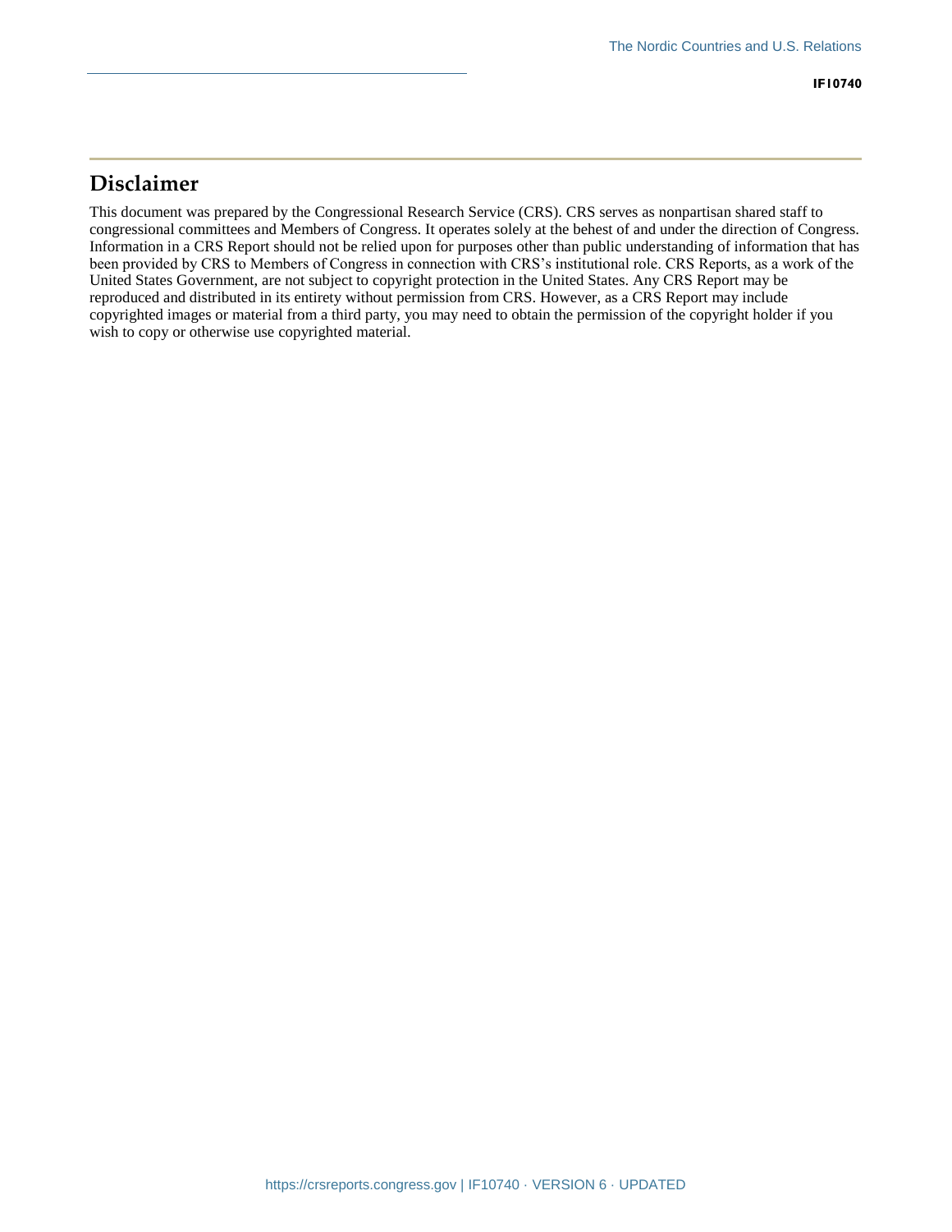## Disclaimer

This document was prepared by the Congressional Research Service (CRS). CRS serves as nonpartisan shared staff to congressional committees and Members of Congress. It operates solely at the behest of and under the direction of Congress. Information in a CRS Report should not be relied upon for purposes other than public understanding of information that has been provided by CRS to Members of Congress in connection with CRS's institutional role. CRS Reports, as a work of the United States Government, are not subject to copyright protection in the United States. Any CRS Report may be reproduced and distributed in its entirety without permission from CRS. However, as a CRS Report may include copyrighted images or material from a third party, you may need to obtain the permission of the copyright holder if you wish to copy or otherwise use copyrighted material.